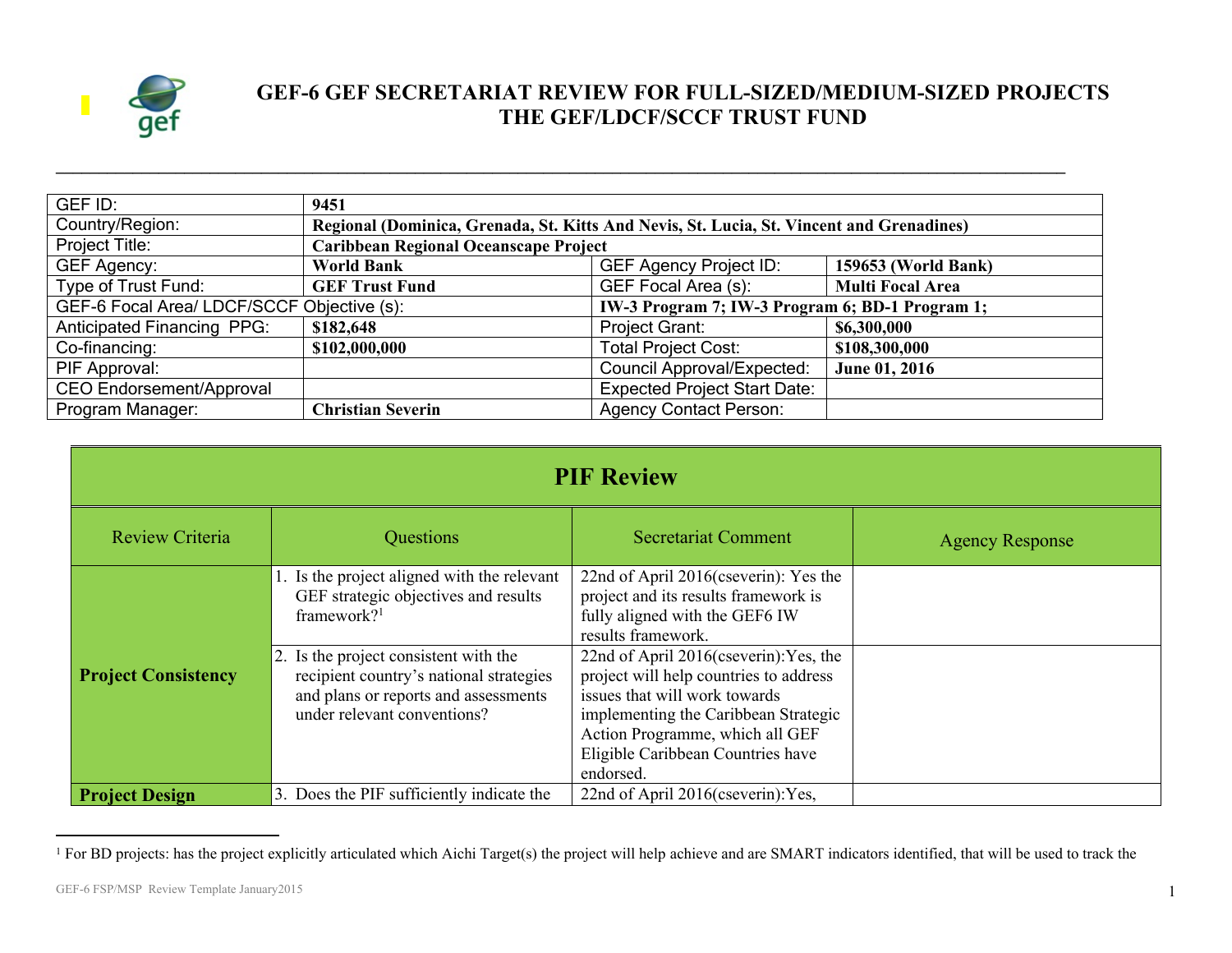# GEF-6 GEF SECRETARIAT REVIEW FOR FULL-SIZED/MEDIUM-SIZED PROJECTS
# THE GEF/LDCF/SCCF TRUST FUND

| GEF ID: | 9451 | | |
|---|---|---|---|
| Country/Region: | Regional (Dominica, Grenada, St. Kitts And Nevis, St. Lucia, St. Vincent and Grenadines) | | |
| Project Title: | Caribbean Regional Oceanscape Project | | |
| GEF Agency: | World Bank | GEF Agency Project ID: | 159653 (World Bank) |
| Type of Trust Fund: | GEF Trust Fund | GEF Focal Area (s): | Multi Focal Area |
| GEF-6 Focal Area/ LDCF/SCCF Objective (s): | | IW-3 Program 7; IW-3 Program 6; BD-1 Program 1; | |
| Anticipated Financing PPG: | $182,648 | Project Grant: | $6,300,000 |
| Co-financing: | $102,000,000 | Total Project Cost: | $108,300,000 |
| PIF Approval: | | Council Approval/Expected: | June 01, 2016 |
| CEO Endorsement/Approval | | Expected Project Start Date: | |
| Program Manager: | Christian Severin | Agency Contact Person: | |

## PIF Review

| Review Criteria | Questions | Secretariat Comment | Agency Response |
|---|---|---|---|
| **Project Consistency** | 1. Is the project aligned with the relevant GEF strategic objectives and results framework?[1] | 22nd of April 2016(cseverin): Yes the project and its results framework is fully aligned with the GEF6 IW results framework. | |
| | 2. Is the project consistent with the recipient country's national strategies and plans or reports and assessments under relevant conventions? | 22nd of April 2016(cseverin):Yes, the project will help countries to address issues that will work towards implementing the Caribbean Strategic Action Programme, which all GEF Eligible Caribbean Countries have endorsed. | |
| **Project Design** | 3. Does the PIF sufficiently indicate the | 22nd of April 2016(cseverin):Yes, | |

[1] For BD projects: has the project explicitly articulated which Aichi Target(s) the project will help achieve and are SMART indicators identified, that will be used to track the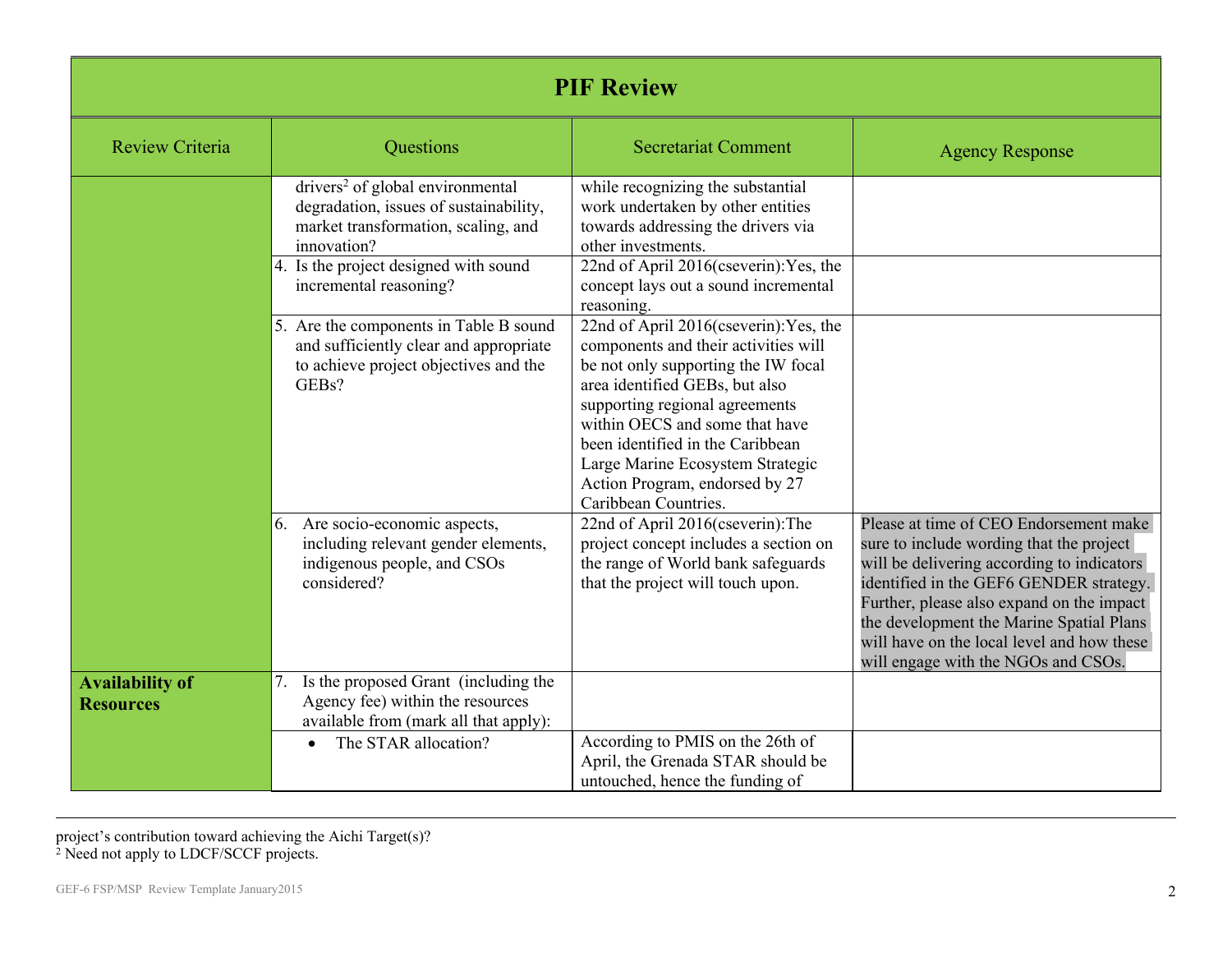# PIF Review

| Review Criteria | Questions | Secretariat Comment | Agency Response |
|---|---|---|---|
| | drivers[2] of global environmental degradation, issues of sustainability, market transformation, scaling, and innovation? | while recognizing the substantial work undertaken by other entities towards addressing the drivers via other investments. | |
| | 4. Is the project designed with sound incremental reasoning? | 22nd of April 2016(cseverin):Yes, the concept lays out a sound incremental reasoning. | |
| | 5. Are the components in Table B sound and sufficiently clear and appropriate to achieve project objectives and the GEBs? | 22nd of April 2016(cseverin):Yes, the components and their activities will be not only supporting the IW focal area identified GEBs, but also supporting regional agreements within OECS and some that have been identified in the Caribbean Large Marine Ecosystem Strategic Action Program, endorsed by 27 Caribbean Countries. | |
| | 6. Are socio-economic aspects, including relevant gender elements, indigenous people, and CSOs considered? | 22nd of April 2016(cseverin):The project concept includes a section on the range of World bank safeguards that the project will touch upon. | Please at time of CEO Endorsement make sure to include wording that the project will be delivering according to indicators identified in the GEF6 GENDER strategy. Further, please also expand on the impact the development the Marine Spatial Plans will have on the local level and how these will engage with the NGOs and CSOs. |
| **Availability of Resources** | 7. Is the proposed Grant (including the Agency fee) within the resources available from (mark all that apply): | | |
| | • The STAR allocation? | According to PMIS on the 26th of April, the Grenada STAR should be untouched, hence the funding of | |

project's contribution toward achieving the Aichi Target(s)?

[2] Need not apply to LDCF/SCCF projects.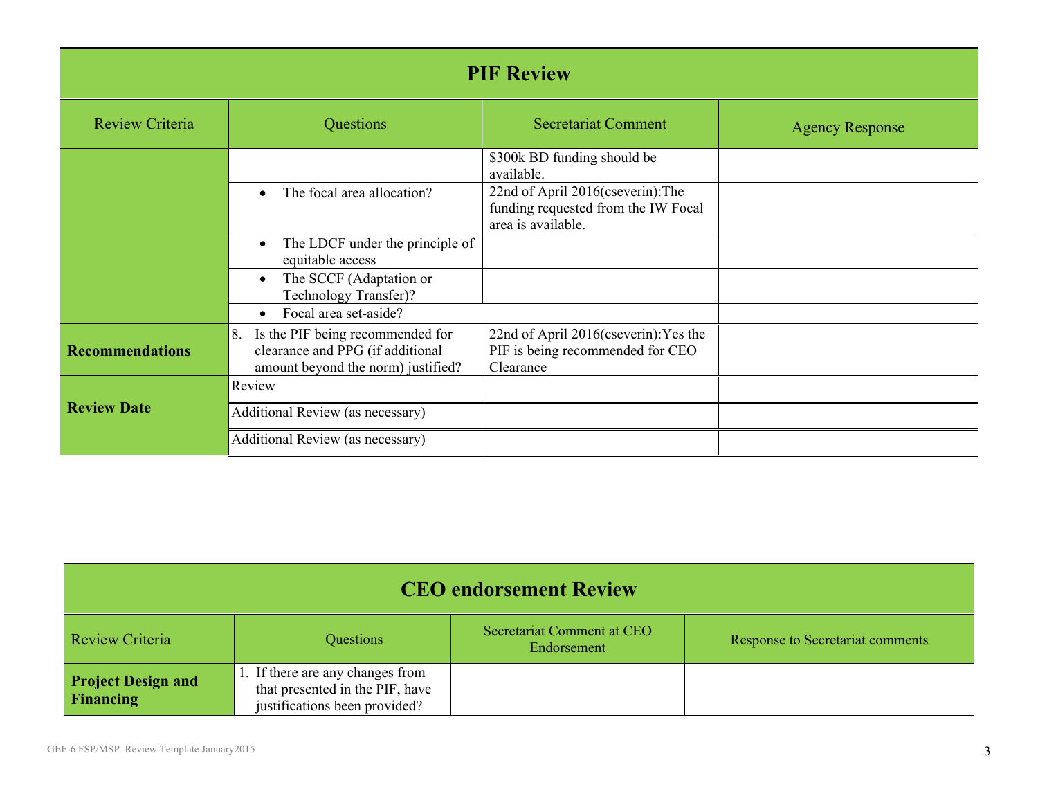| PIF Review | | | |
|---|---|---|---|
| Review Criteria | Questions | Secretariat Comment | Agency Response |
| | | $300k BD funding should be available. | |
| | • The focal area allocation? | 22nd of April 2016(cseverin):The funding requested from the IW Focal area is available. | |
| | • The LDCF under the principle of equitable access | | |
| | • The SCCF (Adaptation or Technology Transfer)? | | |
| | • Focal area set-aside? | | |
| **Recommendations** | 8. Is the PIF being recommended for clearance and PPG (if additional amount beyond the norm) justified? | 22nd of April 2016(cseverin):Yes the PIF is being recommended for CEO Clearance | |
| **Review Date** | Review | | |
| | Additional Review (as necessary) | | |
| | Additional Review (as necessary) | | |

| CEO endorsement Review | | | |
|---|---|---|---|
| Review Criteria | Questions | Secretariat Comment at CEO Endorsement | Response to Secretariat comments |
| **Project Design and Financing** | 1. If there are any changes from that presented in the PIF, have justifications been provided? | | |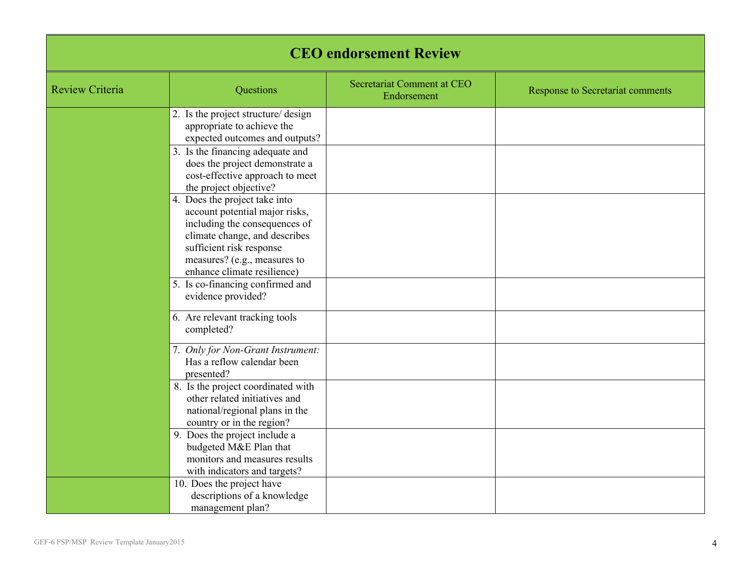| CEO endorsement Review | | | |
|---|---|---|---|
| Review Criteria | Questions | Secretariat Comment at CEO Endorsement | Response to Secretariat comments |
| | 2. Is the project structure/ design appropriate to achieve the expected outcomes and outputs? | | |
| | 3. Is the financing adequate and does the project demonstrate a cost-effective approach to meet the project objective? | | |
| | 4. Does the project take into account potential major risks, including the consequences of climate change, and describes sufficient risk response measures? (e.g., measures to enhance climate resilience) | | |
| | 5. Is co-financing confirmed and evidence provided? | | |
| | 6. Are relevant tracking tools completed? | | |
| | 7. *Only for Non-Grant Instrument:* Has a reflow calendar been presented? | | |
| | 8. Is the project coordinated with other related initiatives and national/regional plans in the country or in the region? | | |
| | 9. Does the project include a budgeted M&E Plan that monitors and measures results with indicators and targets? | | |
| | 10. Does the project have descriptions of a knowledge management plan? | | |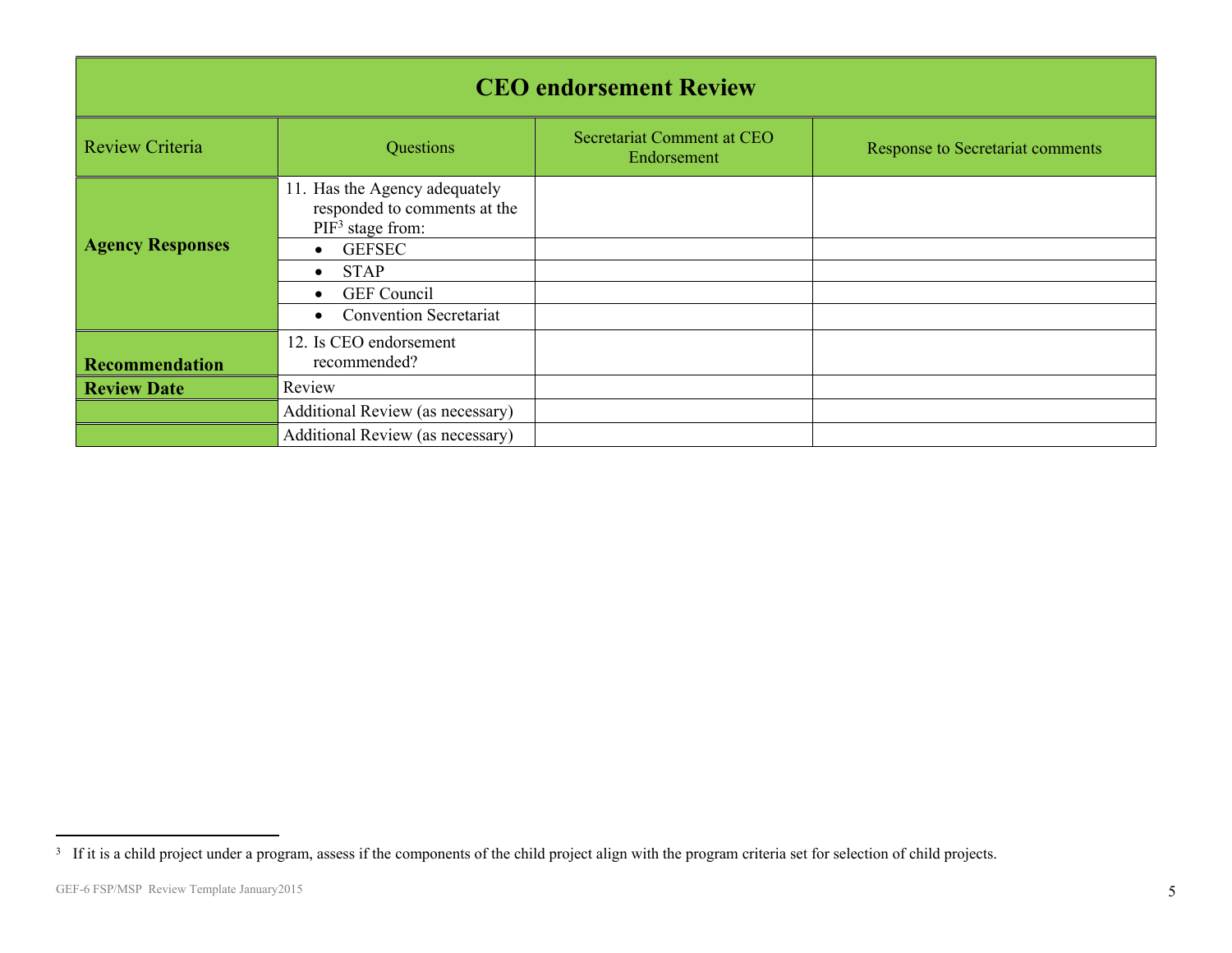| CEO endorsement Review | | | |
|---|---|---|---|
| Review Criteria | Questions | Secretariat Comment at CEO Endorsement | Response to Secretariat comments |
| **Agency Responses** | 11. Has the Agency adequately responded to comments at the PIF[3] stage from: | | |
| | • GEFSEC | | |
| | • STAP | | |
| | • GEF Council | | |
| | • Convention Secretariat | | |
| **Recommendation** | 12. Is CEO endorsement recommended? | | |
| **Review Date** | Review | | |
| | Additional Review (as necessary) | | |
| | Additional Review (as necessary) | | |

[3] If it is a child project under a program, assess if the components of the child project align with the program criteria set for selection of child projects.